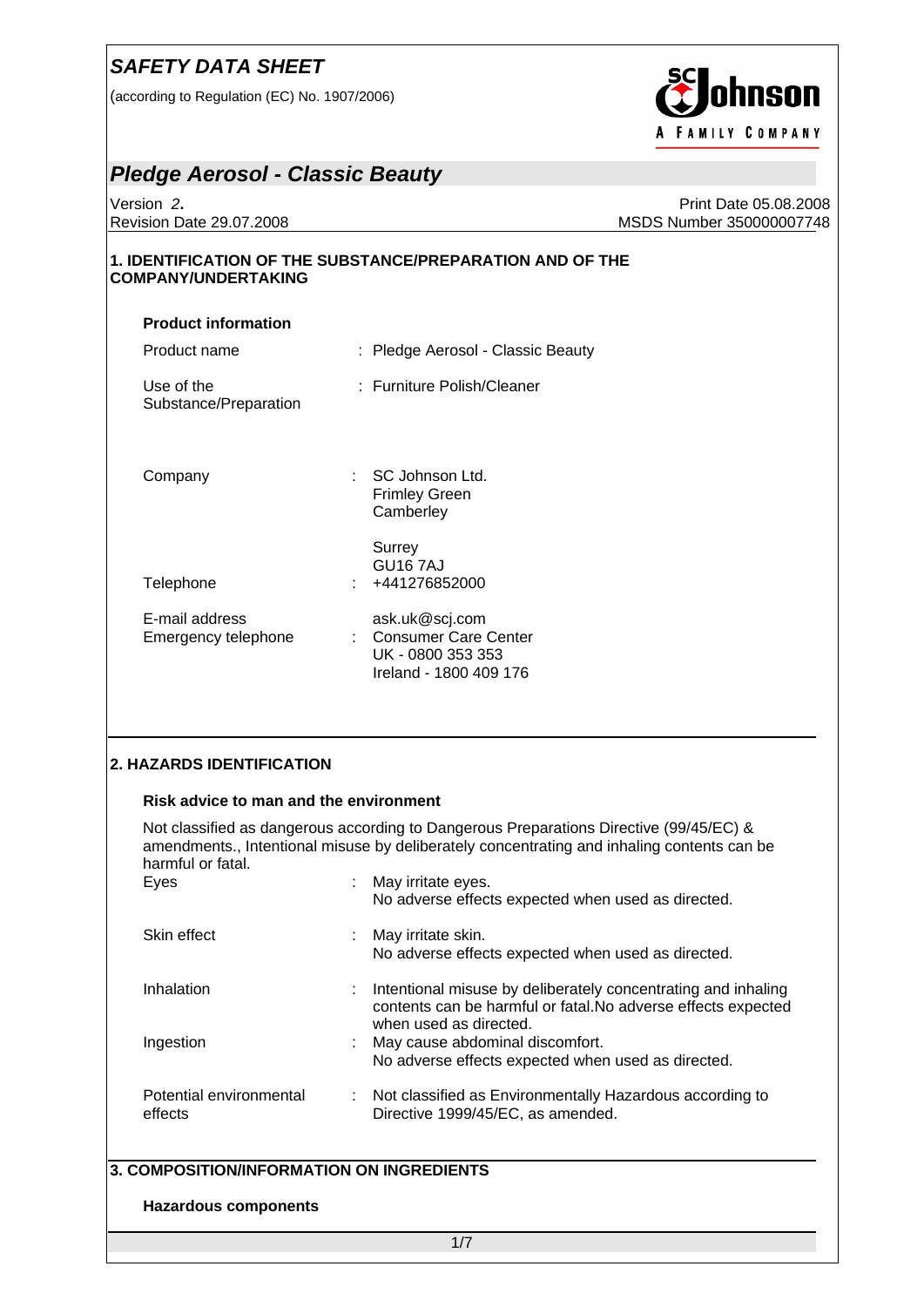# SAFETY DATA SHEET

(according to Regulation (EC) No. 1907/2006)

## Pledge Aerosol - Classic Beauty

Version 2.
Revision Date 29.07.2008

Print Date 05.08.2008
MSDS Number 350000007748

## 1. IDENTIFICATION OF THE SUBSTANCE/PREPARATION AND OF THE COMPANY/UNDERTAKING

### Product information

| | |
|---|---|
| Product name | : Pledge Aerosol - Classic Beauty |
| Use of the Substance/Preparation | : Furniture Polish/Cleaner |
| Company | : SC Johnson Ltd.<br>Frimley Green<br>Camberley<br><br>Surrey<br>GU16 7AJ |
| Telephone | : +441276852000 |
| E-mail address | ask.uk@scj.com |
| Emergency telephone | : Consumer Care Center<br>UK - 0800 353 353<br>Ireland - 1800 409 176 |

## 2. HAZARDS IDENTIFICATION

### Risk advice to man and the environment

Not classified as dangerous according to Dangerous Preparations Directive (99/45/EC) & amendments., Intentional misuse by deliberately concentrating and inhaling contents can be harmful or fatal.

| | |
|---|---|
| Eyes | : May irritate eyes.<br>No adverse effects expected when used as directed. |
| Skin effect | : May irritate skin.<br>No adverse effects expected when used as directed. |
| Inhalation | : Intentional misuse by deliberately concentrating and inhaling contents can be harmful or fatal.No adverse effects expected when used as directed. |
| Ingestion | : May cause abdominal discomfort.<br>No adverse effects expected when used as directed. |
| Potential environmental effects | : Not classified as Environmentally Hazardous according to Directive 1999/45/EC, as amended. |

## 3. COMPOSITION/INFORMATION ON INGREDIENTS

### Hazardous components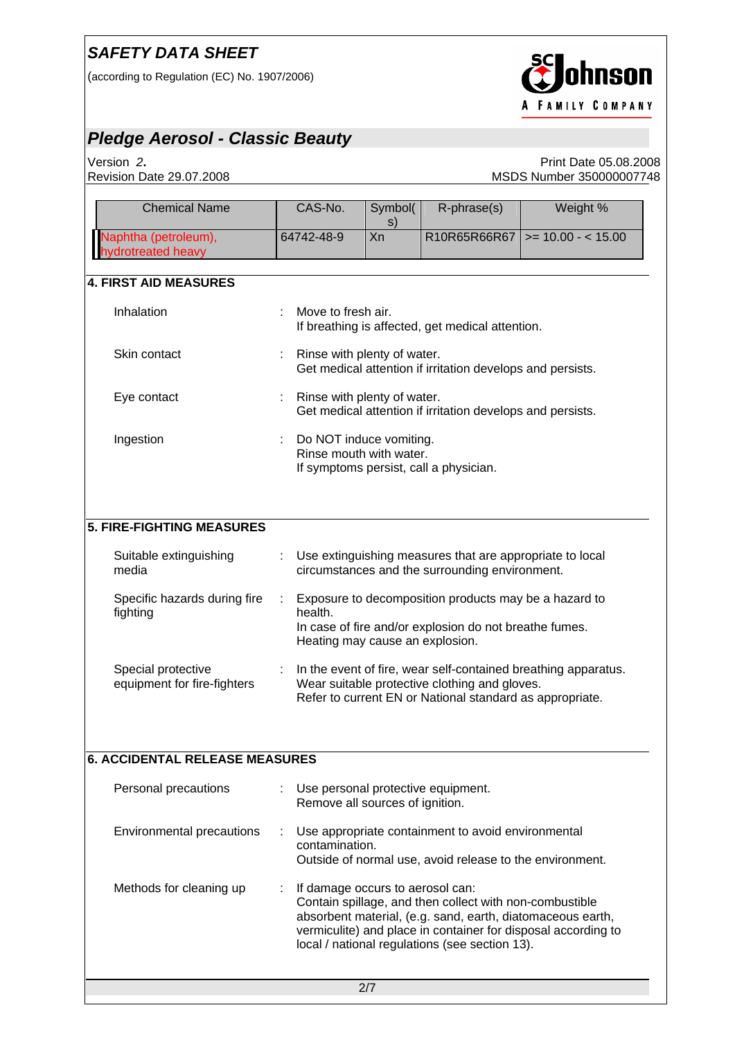| Chemical Name | CAS-No. | Symbol(s) | R-phrase(s) | Weight % |
| --- | --- | --- | --- | --- |
| Naphtha (petroleum), hydrotreated heavy | 64742-48-9 | Xn | R10R65R66R67 | >= 10.00 - < 15.00 |

## 4. FIRST AID MEASURES

| | |
| --- | --- |
| Inhalation | Move to fresh air.<br>If breathing is affected, get medical attention. |
| Skin contact | Rinse with plenty of water.<br>Get medical attention if irritation develops and persists. |
| Eye contact | Rinse with plenty of water.<br>Get medical attention if irritation develops and persists. |
| Ingestion | Do NOT induce vomiting.<br>Rinse mouth with water.<br>If symptoms persist, call a physician. |

## 5. FIRE-FIGHTING MEASURES

| | |
| --- | --- |
| Suitable extinguishing media | Use extinguishing measures that are appropriate to local circumstances and the surrounding environment. |
| Specific hazards during fire fighting | Exposure to decomposition products may be a hazard to health.<br>In case of fire and/or explosion do not breathe fumes.<br>Heating may cause an explosion. |
| Special protective equipment for fire-fighters | In the event of fire, wear self-contained breathing apparatus.<br>Wear suitable protective clothing and gloves.<br>Refer to current EN or National standard as appropriate. |

## 6. ACCIDENTAL RELEASE MEASURES

| | |
| --- | --- |
| Personal precautions | Use personal protective equipment.<br>Remove all sources of ignition. |
| Environmental precautions | Use appropriate containment to avoid environmental contamination.<br>Outside of normal use, avoid release to the environment. |
| Methods for cleaning up | If damage occurs to aerosol can:<br>Contain spillage, and then collect with non-combustible absorbent material, (e.g. sand, earth, diatomaceous earth, vermiculite) and place in container for disposal according to local / national regulations (see section 13). |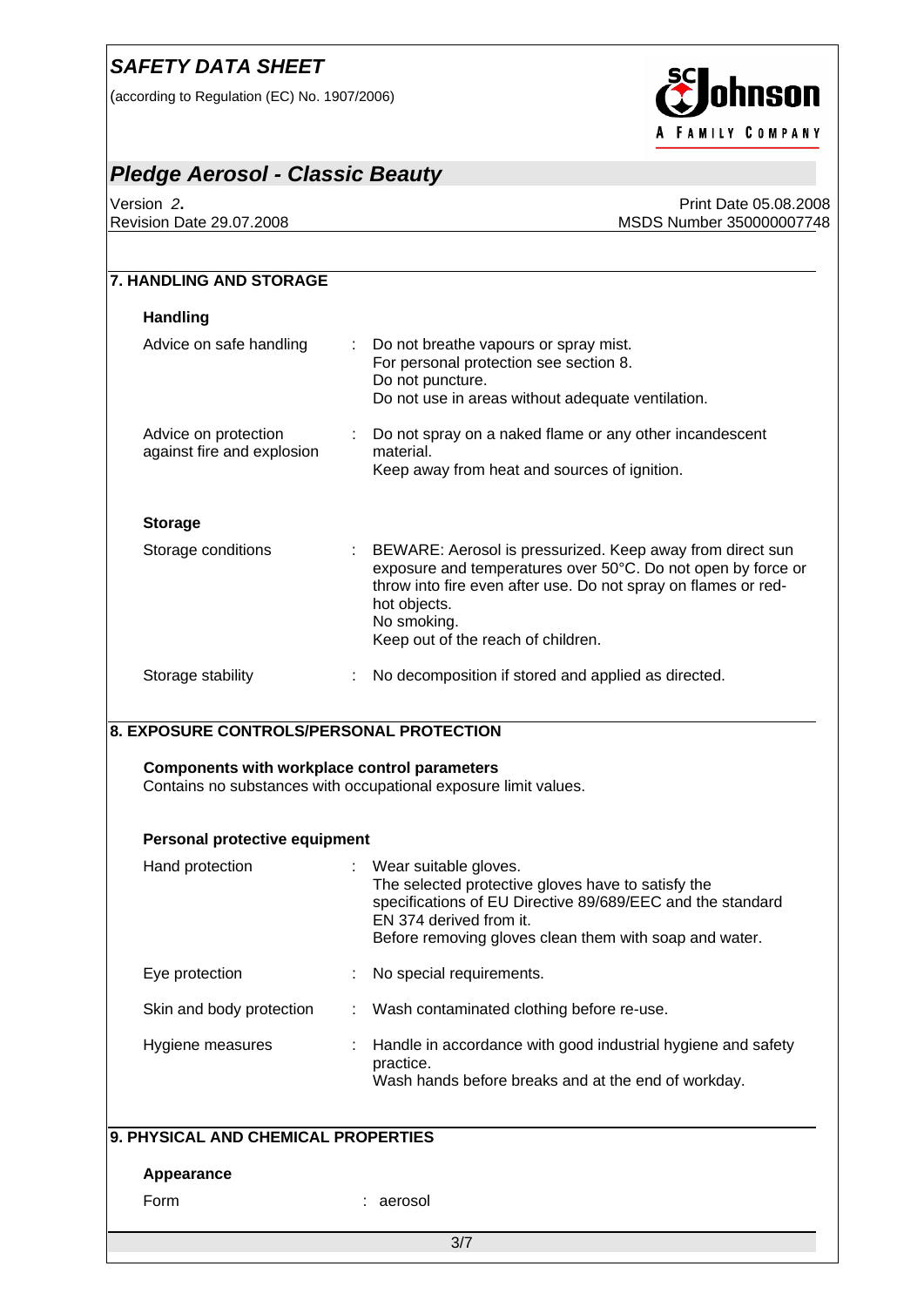## 7. HANDLING AND STORAGE

### Handling

| | |
|---|---|
| Advice on safe handling | Do not breathe vapours or spray mist.<br>For personal protection see section 8.<br>Do not puncture.<br>Do not use in areas without adequate ventilation. |
| Advice on protection against fire and explosion | Do not spray on a naked flame or any other incandescent material.<br>Keep away from heat and sources of ignition. |

### Storage

| | |
|---|---|
| Storage conditions | BEWARE: Aerosol is pressurized. Keep away from direct sun exposure and temperatures over 50°C. Do not open by force or throw into fire even after use. Do not spray on flames or red-hot objects.<br>No smoking.<br>Keep out of the reach of children. |
| Storage stability | No decomposition if stored and applied as directed. |

## 8. EXPOSURE CONTROLS/PERSONAL PROTECTION

### Components with workplace control parameters

Contains no substances with occupational exposure limit values.

### Personal protective equipment

| | |
|---|---|
| Hand protection | Wear suitable gloves.<br>The selected protective gloves have to satisfy the specifications of EU Directive 89/689/EEC and the standard EN 374 derived from it.<br>Before removing gloves clean them with soap and water. |
| Eye protection | No special requirements. |
| Skin and body protection | Wash contaminated clothing before re-use. |
| Hygiene measures | Handle in accordance with good industrial hygiene and safety practice.<br>Wash hands before breaks and at the end of workday. |

## 9. PHYSICAL AND CHEMICAL PROPERTIES

### Appearance

| | |
|---|---|
| Form | aerosol |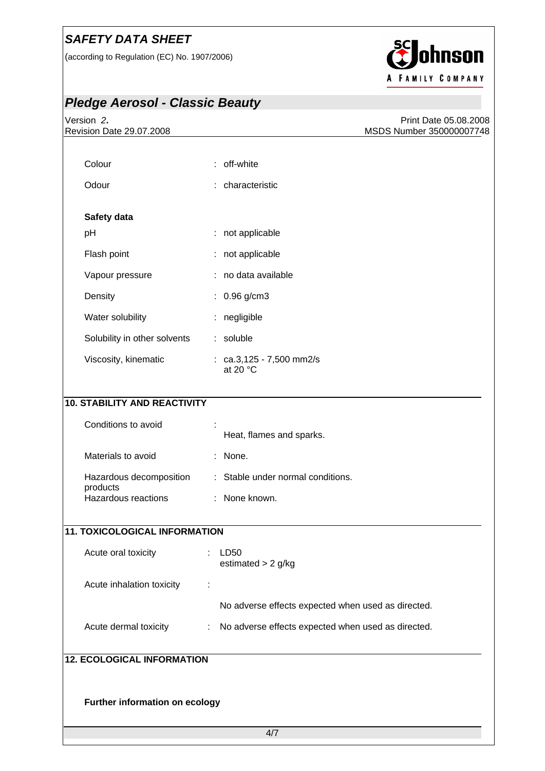| | | |
|---|---|---|
| Colour | : | off-white |
| Odour | : | characteristic |

**Safety data**

| | | |
|---|---|---|
| pH | : | not applicable |
| Flash point | : | not applicable |
| Vapour pressure | : | no data available |
| Density | : | 0.96 g/cm3 |
| Water solubility | : | negligible |
| Solubility in other solvents | : | soluble |
| Viscosity, kinematic | : | ca.3,125 - 7,500 mm2/s at 20 °C |

## 10. STABILITY AND REACTIVITY

| | | |
|---|---|---|
| Conditions to avoid | : | Heat, flames and sparks. |
| Materials to avoid | : | None. |
| Hazardous decomposition products | : | Stable under normal conditions. |
| Hazardous reactions | : | None known. |

## 11. TOXICOLOGICAL INFORMATION

| | | |
|---|---|---|
| Acute oral toxicity | : | LD50 estimated > 2 g/kg |
| Acute inhalation toxicity | : | No adverse effects expected when used as directed. |
| Acute dermal toxicity | : | No adverse effects expected when used as directed. |

## 12. ECOLOGICAL INFORMATION

**Further information on ecology**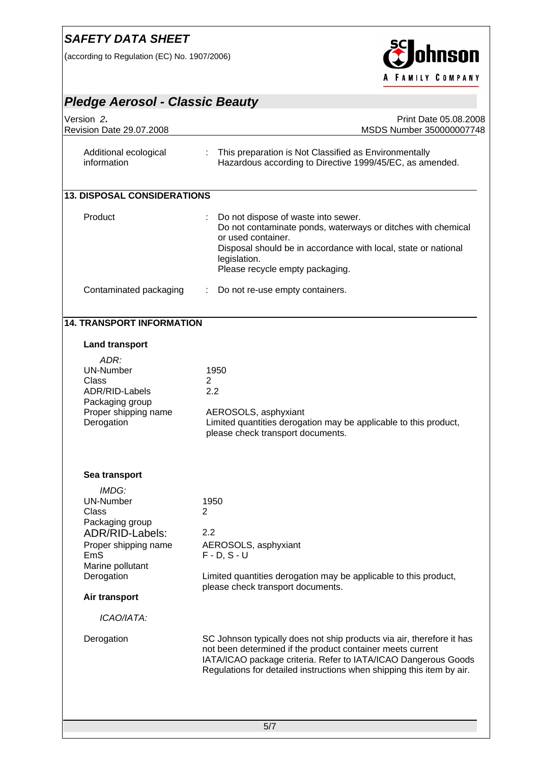| | | |
|---|---|---|
| Additional ecological information | : | This preparation is Not Classified as Environmentally Hazardous according to Directive 1999/45/EC, as amended. |

## 13. DISPOSAL CONSIDERATIONS

| | | |
|---|---|---|
| Product | : | Do not dispose of waste into sewer.<br>Do not contaminate ponds, waterways or ditches with chemical or used container.<br>Disposal should be in accordance with local, state or national legislation.<br>Please recycle empty packaging. |
| Contaminated packaging | : | Do not re-use empty containers. |

## 14. TRANSPORT INFORMATION

### Land transport

*ADR:*

| | |
|---|---|
| UN-Number | 1950 |
| Class | 2 |
| ADR/RID-Labels | 2.2 |
| Packaging group | |
| Proper shipping name | AEROSOLS, asphyxiant |
| Derogation | Limited quantities derogation may be applicable to this product, please check transport documents. |

### Sea transport

*IMDG:*

| | |
|---|---|
| UN-Number | 1950 |
| Class | 2 |
| Packaging group | |
| ADR/RID-Labels: | 2.2 |
| Proper shipping name | AEROSOLS, asphyxiant |
| EmS | F - D, S - U |
| Marine pollutant | |
| Derogation | Limited quantities derogation may be applicable to this product, please check transport documents. |

### Air transport

*ICAO/IATA:*

| | |
|---|---|
| Derogation | SC Johnson typically does not ship products via air, therefore it has not been determined if the product container meets current IATA/ICAO package criteria. Refer to IATA/ICAO Dangerous Goods Regulations for detailed instructions when shipping this item by air. |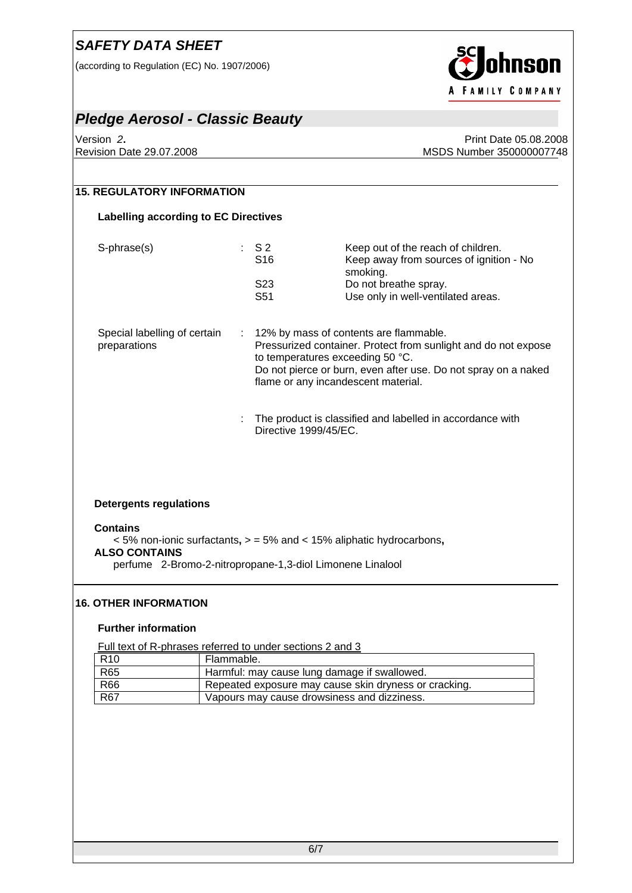## 15. REGULATORY INFORMATION

### Labelling according to EC Directives

| | | |
|---|---|---|
| S-phrase(s) | S 2 | Keep out of the reach of children. |
| | S16 | Keep away from sources of ignition - No smoking. |
| | S23 | Do not breathe spray. |
| | S51 | Use only in well-ventilated areas. |

Special labelling of certain preparations : 12% by mass of contents are flammable. Pressurized container. Protect from sunlight and do not expose to temperatures exceeding 50 °C. Do not pierce or burn, even after use. Do not spray on a naked flame or any incandescent material.

: The product is classified and labelled in accordance with Directive 1999/45/EC.

### Detergents regulations

**Contains**

< 5% non-ionic surfactants**,** > = 5% and < 15% aliphatic hydrocarbons**,**

**ALSO CONTAINS**

perfume 2-Bromo-2-nitropropane-1,3-diol Limonene Linalool

## 16. OTHER INFORMATION

### Further information

Full text of R-phrases referred to under sections 2 and 3

| | |
|---|---|
| R10 | Flammable. |
| R65 | Harmful: may cause lung damage if swallowed. |
| R66 | Repeated exposure may cause skin dryness or cracking. |
| R67 | Vapours may cause drowsiness and dizziness. |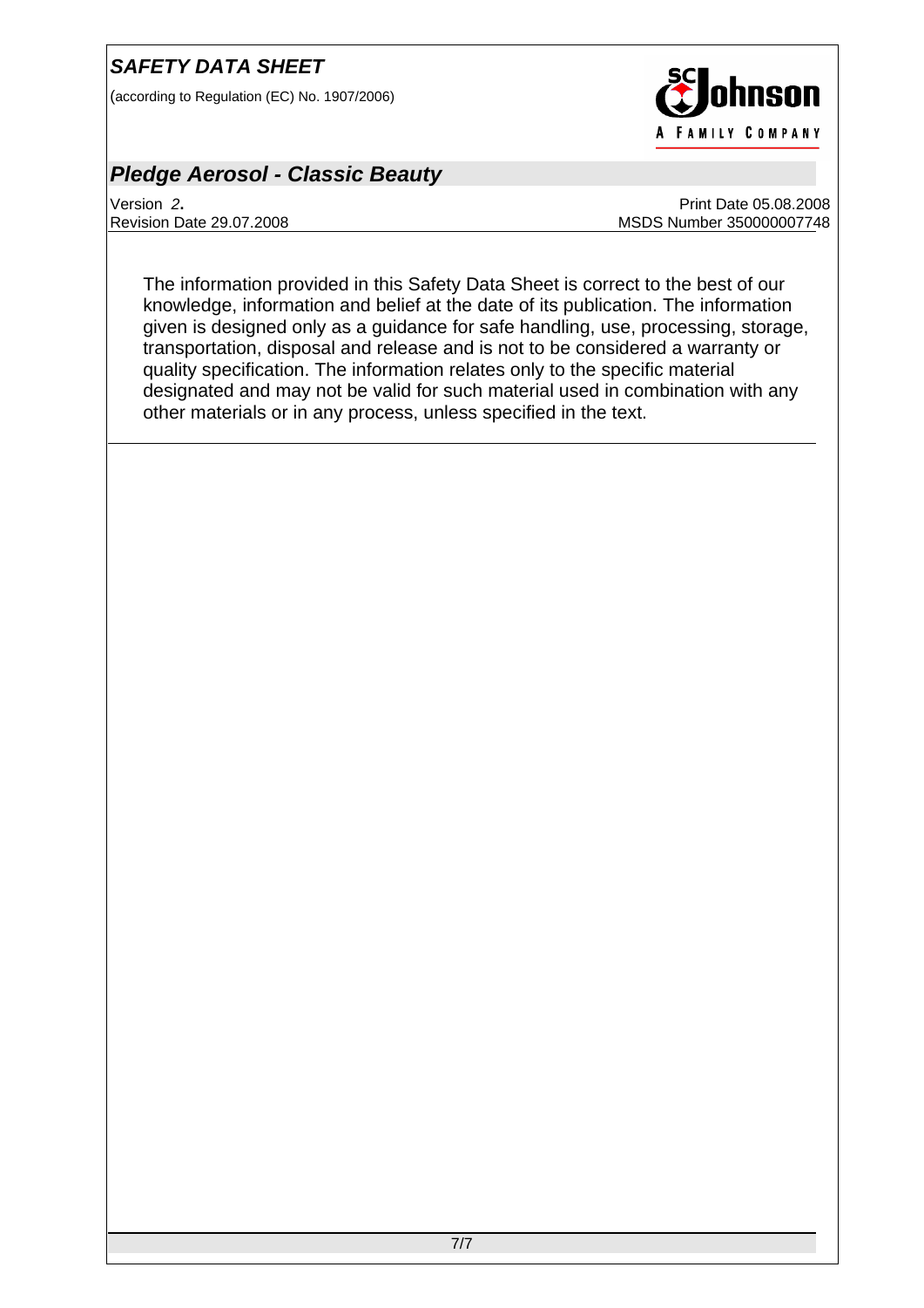The information provided in this Safety Data Sheet is correct to the best of our knowledge, information and belief at the date of its publication. The information given is designed only as a guidance for safe handling, use, processing, storage, transportation, disposal and release and is not to be considered a warranty or quality specification. The information relates only to the specific material designated and may not be valid for such material used in combination with any other materials or in any process, unless specified in the text.